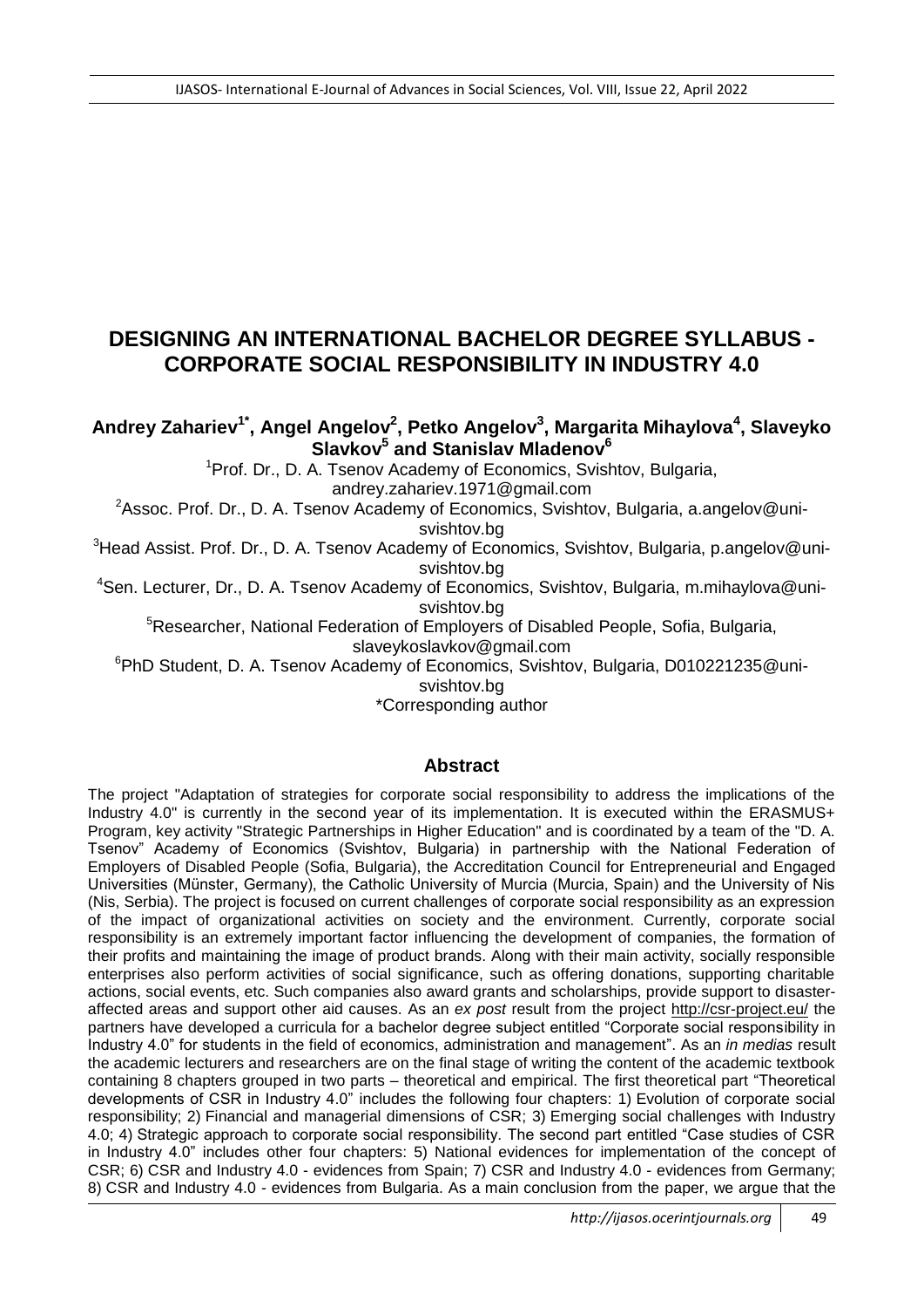# DESIGNING AN INTERNATIONAL BACHELOR DEGREE SYLLABUS - CORPORATE SOCIAL RESPONSIBILITY IN INDUSTRY 4.0

**Andrey Zahariev[1*], Angel Angelov[2], Petko Angelov[3], Margarita Mihaylova[4], Slaveyko Slavkov[5] and Stanislav Mladenov[6]**

[1]Prof. Dr., D. A. Tsenov Academy of Economics, Svishtov, Bulgaria, andrey.zahariev.1971@gmail.com

[2]Assoc. Prof. Dr., D. A. Tsenov Academy of Economics, Svishtov, Bulgaria, a.angelov@uni-svishtov.bg

[3]Head Assist. Prof. Dr., D. A. Tsenov Academy of Economics, Svishtov, Bulgaria, p.angelov@uni-svishtov.bg

[4]Sen. Lecturer, Dr., D. A. Tsenov Academy of Economics, Svishtov, Bulgaria, m.mihaylova@uni-svishtov.bg

[5]Researcher, National Federation of Employers of Disabled People, Sofia, Bulgaria, slaveykoslavkov@gmail.com

[6]PhD Student, D. A. Tsenov Academy of Economics, Svishtov, Bulgaria, D010221235@uni-svishtov.bg

*Corresponding author

## Abstract

The project "Adaptation of strategies for corporate social responsibility to address the implications of the Industry 4.0" is currently in the second year of its implementation. It is executed within the ERASMUS+ Program, key activity "Strategic Partnerships in Higher Education" and is coordinated by a team of the "D. A. Tsenov" Academy of Economics (Svishtov, Bulgaria) in partnership with the National Federation of Employers of Disabled People (Sofia, Bulgaria), the Accreditation Council for Entrepreneurial and Engaged Universities (Münster, Germany), the Catholic University of Murcia (Murcia, Spain) and the University of Nis (Nis, Serbia). The project is focused on current challenges of corporate social responsibility as an expression of the impact of organizational activities on society and the environment. Currently, corporate social responsibility is an extremely important factor influencing the development of companies, the formation of their profits and maintaining the image of product brands. Along with their main activity, socially responsible enterprises also perform activities of social significance, such as offering donations, supporting charitable actions, social events, etc. Such companies also award grants and scholarships, provide support to disaster-affected areas and support other aid causes. As an *ex post* result from the project http://csr-project.eu/ the partners have developed a curricula for a bachelor degree subject entitled "Corporate social responsibility in Industry 4.0" for students in the field of economics, administration and management". As an *in medias* result the academic lecturers and researchers are on the final stage of writing the content of the academic textbook containing 8 chapters grouped in two parts – theoretical and empirical. The first theoretical part "Theoretical developments of CSR in Industry 4.0" includes the following four chapters: 1) Evolution of corporate social responsibility; 2) Financial and managerial dimensions of CSR; 3) Emerging social challenges with Industry 4.0; 4) Strategic approach to corporate social responsibility. The second part entitled "Case studies of CSR in Industry 4.0" includes other four chapters: 5) National evidences for implementation of the concept of CSR; 6) CSR and Industry 4.0 - evidences from Spain; 7) CSR and Industry 4.0 - evidences from Germany; 8) CSR and Industry 4.0 - evidences from Bulgaria. As a main conclusion from the paper, we argue that the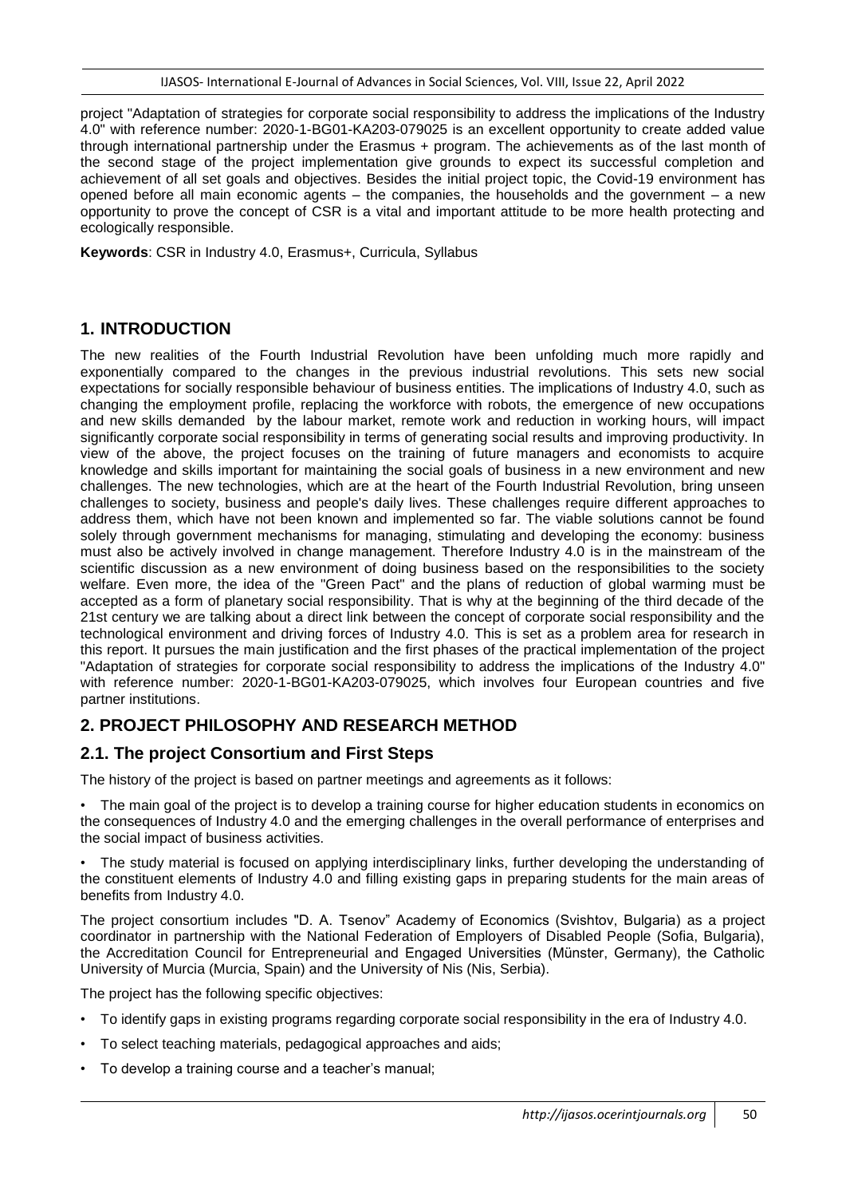project "Adaptation of strategies for corporate social responsibility to address the implications of the Industry 4.0" with reference number: 2020-1-BG01-KA203-079025 is an excellent opportunity to create added value through international partnership under the Erasmus + program. The achievements as of the last month of the second stage of the project implementation give grounds to expect its successful completion and achievement of all set goals and objectives. Besides the initial project topic, the Covid-19 environment has opened before all main economic agents – the companies, the households and the government – a new opportunity to prove the concept of CSR is a vital and important attitude to be more health protecting and ecologically responsible.

**Keywords**: CSR in Industry 4.0, Erasmus+, Curricula, Syllabus

## 1. INTRODUCTION

The new realities of the Fourth Industrial Revolution have been unfolding much more rapidly and exponentially compared to the changes in the previous industrial revolutions. This sets new social expectations for socially responsible behaviour of business entities. The implications of Industry 4.0, such as changing the employment profile, replacing the workforce with robots, the emergence of new occupations and new skills demanded by the labour market, remote work and reduction in working hours, will impact significantly corporate social responsibility in terms of generating social results and improving productivity. In view of the above, the project focuses on the training of future managers and economists to acquire knowledge and skills important for maintaining the social goals of business in a new environment and new challenges. The new technologies, which are at the heart of the Fourth Industrial Revolution, bring unseen challenges to society, business and people's daily lives. These challenges require different approaches to address them, which have not been known and implemented so far. The viable solutions cannot be found solely through government mechanisms for managing, stimulating and developing the economy: business must also be actively involved in change management. Therefore Industry 4.0 is in the mainstream of the scientific discussion as a new environment of doing business based on the responsibilities to the society welfare. Even more, the idea of the "Green Pact" and the plans of reduction of global warming must be accepted as a form of planetary social responsibility. That is why at the beginning of the third decade of the 21st century we are talking about a direct link between the concept of corporate social responsibility and the technological environment and driving forces of Industry 4.0. This is set as a problem area for research in this report. It pursues the main justification and the first phases of the practical implementation of the project "Adaptation of strategies for corporate social responsibility to address the implications of the Industry 4.0" with reference number: 2020-1-BG01-KA203-079025, which involves four European countries and five partner institutions.

## 2. PROJECT PHILOSOPHY AND RESEARCH METHOD

### 2.1. The project Consortium and First Steps

The history of the project is based on partner meetings and agreements as it follows:

- The main goal of the project is to develop a training course for higher education students in economics on the consequences of Industry 4.0 and the emerging challenges in the overall performance of enterprises and the social impact of business activities.
- The study material is focused on applying interdisciplinary links, further developing the understanding of the constituent elements of Industry 4.0 and filling existing gaps in preparing students for the main areas of benefits from Industry 4.0.

The project consortium includes "D. A. Tsenov" Academy of Economics (Svishtov, Bulgaria) as a project coordinator in partnership with the National Federation of Employers of Disabled People (Sofia, Bulgaria), the Accreditation Council for Entrepreneurial and Engaged Universities (Münster, Germany), the Catholic University of Murcia (Murcia, Spain) and the University of Nis (Nis, Serbia).

The project has the following specific objectives:

- To identify gaps in existing programs regarding corporate social responsibility in the era of Industry 4.0.
- To select teaching materials, pedagogical approaches and aids;
- To develop a training course and a teacher's manual;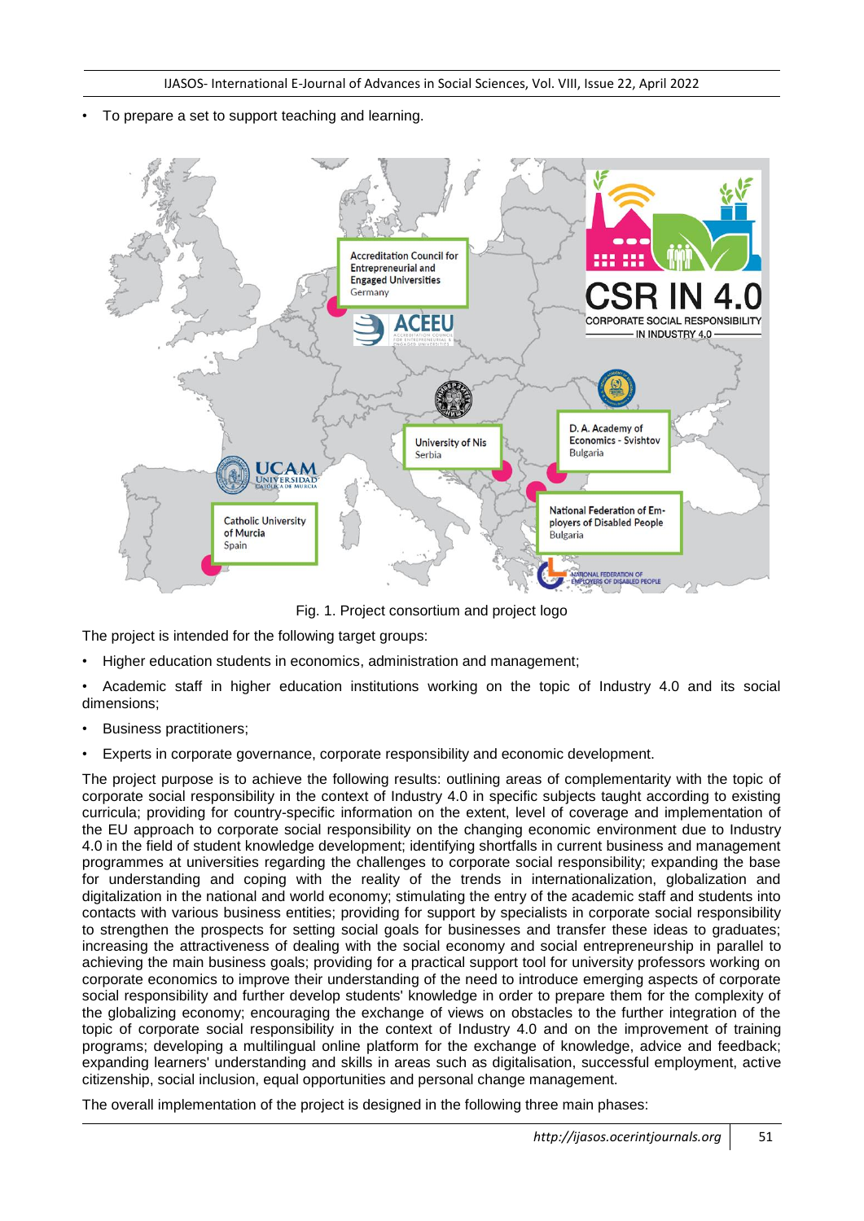- To prepare a set to support teaching and learning.

Fig. 1. Project consortium and project logo

The project is intended for the following target groups:

- Higher education students in economics, administration and management;
- Academic staff in higher education institutions working on the topic of Industry 4.0 and its social dimensions;
- Business practitioners;
- Experts in corporate governance, corporate responsibility and economic development.

The project purpose is to achieve the following results: outlining areas of complementarity with the topic of corporate social responsibility in the context of Industry 4.0 in specific subjects taught according to existing curricula; providing for country-specific information on the extent, level of coverage and implementation of the EU approach to corporate social responsibility on the changing economic environment due to Industry 4.0 in the field of student knowledge development; identifying shortfalls in current business and management programmes at universities regarding the challenges to corporate social responsibility; expanding the base for understanding and coping with the reality of the trends in internationalization, globalization and digitalization in the national and world economy; stimulating the entry of the academic staff and students into contacts with various business entities; providing for support by specialists in corporate social responsibility to strengthen the prospects for setting social goals for businesses and transfer these ideas to graduates; increasing the attractiveness of dealing with the social economy and social entrepreneurship in parallel to achieving the main business goals; providing for a practical support tool for university professors working on corporate economics to improve their understanding of the need to introduce emerging aspects of corporate social responsibility and further develop students' knowledge in order to prepare them for the complexity of the globalizing economy; encouraging the exchange of views on obstacles to the further integration of the topic of corporate social responsibility in the context of Industry 4.0 and on the improvement of training programs; developing a multilingual online platform for the exchange of knowledge, advice and feedback; expanding learners' understanding and skills in areas such as digitalisation, successful employment, active citizenship, social inclusion, equal opportunities and personal change management.

The overall implementation of the project is designed in the following three main phases: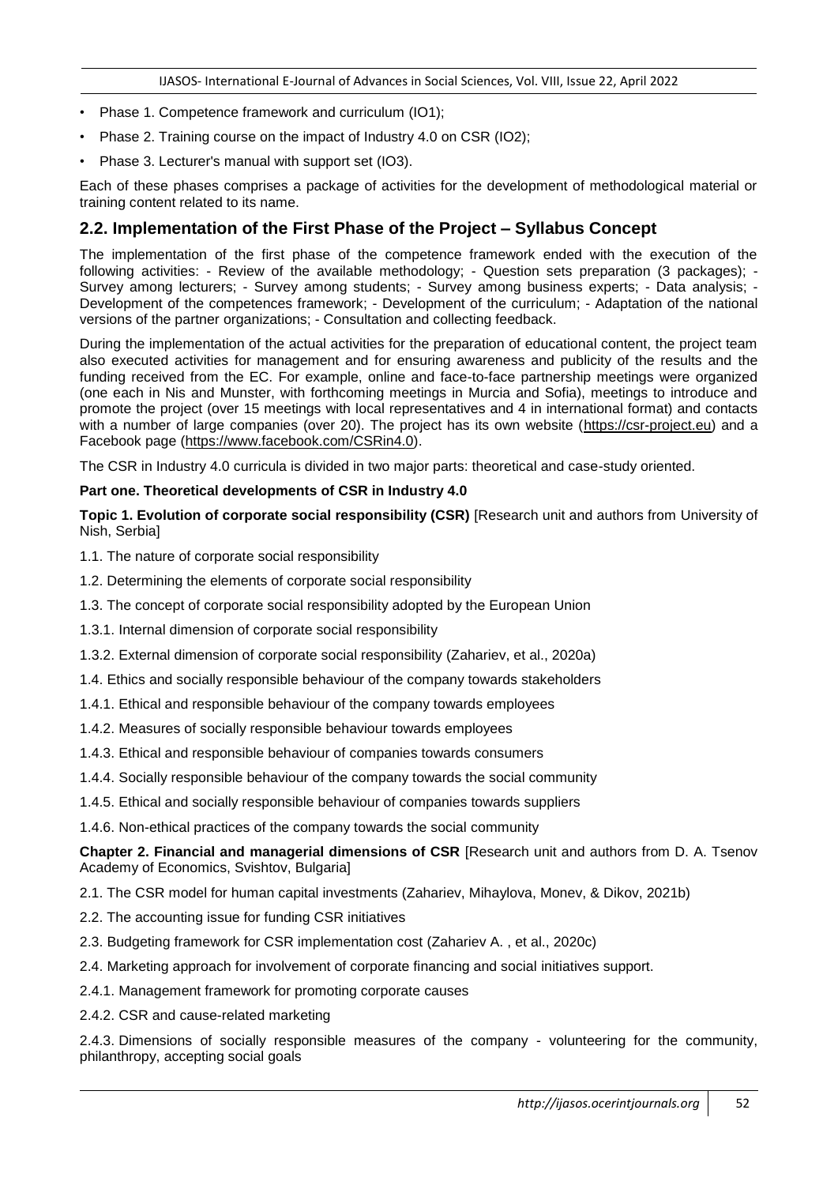- Phase 1. Competence framework and curriculum (IO1);
- Phase 2. Training course on the impact of Industry 4.0 on CSR (IO2);
- Phase 3. Lecturer's manual with support set (IO3).

Each of these phases comprises a package of activities for the development of methodological material or training content related to its name.

## 2.2. Implementation of the First Phase of the Project – Syllabus Concept

The implementation of the first phase of the competence framework ended with the execution of the following activities: - Review of the available methodology; - Question sets preparation (3 packages); - Survey among lecturers; - Survey among students; - Survey among business experts; - Data analysis; - Development of the competences framework; - Development of the curriculum; - Adaptation of the national versions of the partner organizations; - Consultation and collecting feedback.

During the implementation of the actual activities for the preparation of educational content, the project team also executed activities for management and for ensuring awareness and publicity of the results and the funding received from the EC. For example, online and face-to-face partnership meetings were organized (one each in Nis and Munster, with forthcoming meetings in Murcia and Sofia), meetings to introduce and promote the project (over 15 meetings with local representatives and 4 in international format) and contacts with a number of large companies (over 20). The project has its own website (https://csr-project.eu) and a Facebook page (https://www.facebook.com/CSRin4.0).

The CSR in Industry 4.0 curricula is divided in two major parts: theoretical and case-study oriented.

**Part one. Theoretical developments of CSR in Industry 4.0**

**Topic 1. Evolution of corporate social responsibility (CSR)** [Research unit and authors from University of Nish, Serbia]

1.1. The nature of corporate social responsibility

1.2. Determining the elements of corporate social responsibility

1.3. The concept of corporate social responsibility adopted by the European Union

1.3.1. Internal dimension of corporate social responsibility

1.3.2. External dimension of corporate social responsibility (Zahariev, et al., 2020a)

1.4. Ethics and socially responsible behaviour of the company towards stakeholders

1.4.1. Ethical and responsible behaviour of the company towards employees

1.4.2. Measures of socially responsible behaviour towards employees

1.4.3. Ethical and responsible behaviour of companies towards consumers

1.4.4. Socially responsible behaviour of the company towards the social community

1.4.5. Ethical and socially responsible behaviour of companies towards suppliers

1.4.6. Non-ethical practices of the company towards the social community

**Chapter 2. Financial and managerial dimensions of CSR** [Research unit and authors from D. A. Tsenov Academy of Economics, Svishtov, Bulgaria]

2.1. The CSR model for human capital investments (Zahariev, Mihaylova, Monev, & Dikov, 2021b)

2.2. The accounting issue for funding CSR initiatives

2.3. Budgeting framework for CSR implementation cost (Zahariev A. , et al., 2020c)

2.4. Marketing approach for involvement of corporate financing and social initiatives support.

2.4.1. Management framework for promoting corporate causes

2.4.2. CSR and cause-related marketing

2.4.3. Dimensions of socially responsible measures of the company - volunteering for the community, philanthropy, accepting social goals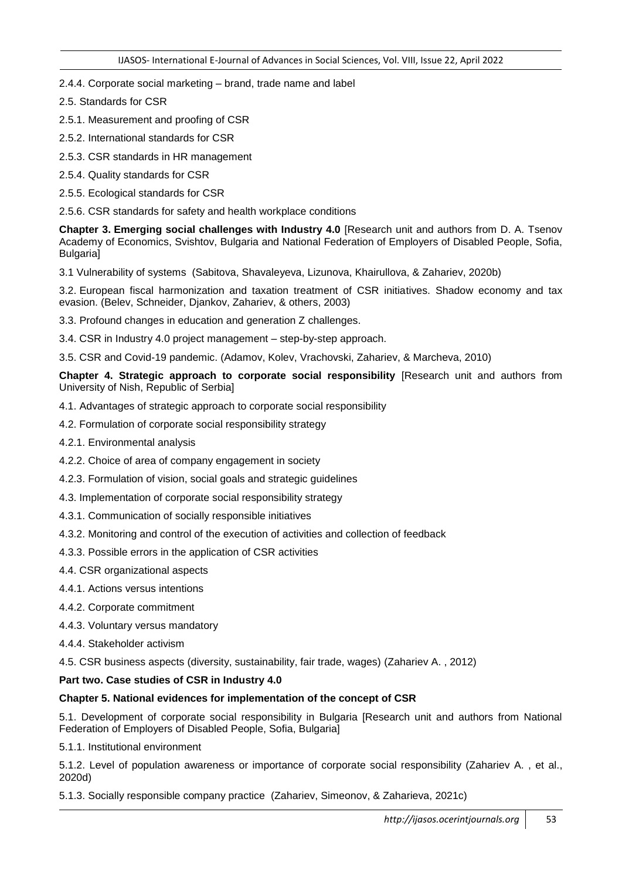2.4.4. Corporate social marketing – brand, trade name and label

2.5. Standards for CSR

2.5.1. Measurement and proofing of CSR

2.5.2. International standards for CSR

2.5.3. CSR standards in HR management

2.5.4. Quality standards for CSR

2.5.5. Ecological standards for CSR

2.5.6. CSR standards for safety and health workplace conditions

**Chapter 3. Emerging social challenges with Industry 4.0** [Research unit and authors from D. A. Tsenov Academy of Economics, Svishtov, Bulgaria and National Federation of Employers of Disabled People, Sofia, Bulgaria]

3.1 Vulnerability of systems (Sabitova, Shavaleyeva, Lizunova, Khairullova, & Zahariev, 2020b)

3.2. European fiscal harmonization and taxation treatment of CSR initiatives. Shadow economy and tax evasion. (Belev, Schneider, Djankov, Zahariev, & others, 2003)

3.3. Profound changes in education and generation Z challenges.

3.4. CSR in Industry 4.0 project management – step-by-step approach.

3.5. CSR and Covid-19 pandemic. (Adamov, Kolev, Vrachovski, Zahariev, & Marcheva, 2010)

**Chapter 4. Strategic approach to corporate social responsibility** [Research unit and authors from University of Nish, Republic of Serbia]

4.1. Advantages of strategic approach to corporate social responsibility

4.2. Formulation of corporate social responsibility strategy

4.2.1. Environmental analysis

4.2.2. Choice of area of company engagement in society

4.2.3. Formulation of vision, social goals and strategic guidelines

4.3. Implementation of corporate social responsibility strategy

4.3.1. Communication of socially responsible initiatives

4.3.2. Monitoring and control of the execution of activities and collection of feedback

4.3.3. Possible errors in the application of CSR activities

4.4. CSR organizational aspects

4.4.1. Actions versus intentions

4.4.2. Corporate commitment

4.4.3. Voluntary versus mandatory

4.4.4. Stakeholder activism

4.5. CSR business aspects (diversity, sustainability, fair trade, wages) (Zahariev A. , 2012)

**Part two. Case studies of CSR in Industry 4.0**

**Chapter 5. National evidences for implementation of the concept of CSR**

5.1. Development of corporate social responsibility in Bulgaria [Research unit and authors from National Federation of Employers of Disabled People, Sofia, Bulgaria]

5.1.1. Institutional environment

5.1.2. Level of population awareness or importance of corporate social responsibility (Zahariev A. , et al., 2020d)

5.1.3. Socially responsible company practice (Zahariev, Simeonov, & Zaharieva, 2021c)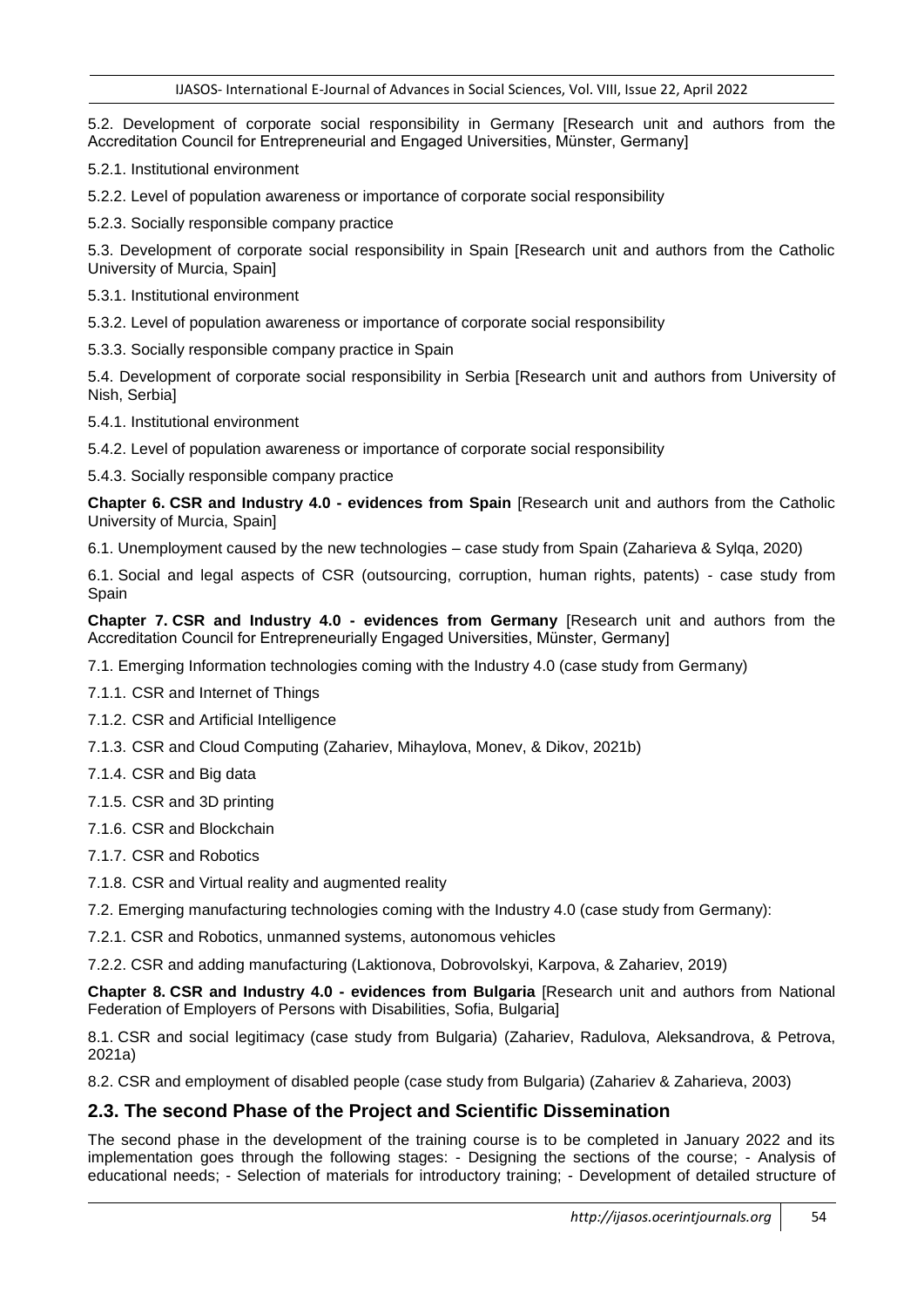5.2. Development of corporate social responsibility in Germany [Research unit and authors from the Accreditation Council for Entrepreneurial and Engaged Universities, Münster, Germany]

5.2.1. Institutional environment

5.2.2. Level of population awareness or importance of corporate social responsibility

5.2.3. Socially responsible company practice

5.3. Development of corporate social responsibility in Spain [Research unit and authors from the Catholic University of Murcia, Spain]

5.3.1. Institutional environment

5.3.2. Level of population awareness or importance of corporate social responsibility

5.3.3. Socially responsible company practice in Spain

5.4. Development of corporate social responsibility in Serbia [Research unit and authors from University of Nish, Serbia]

5.4.1. Institutional environment

5.4.2. Level of population awareness or importance of corporate social responsibility

5.4.3. Socially responsible company practice

**Chapter 6. CSR and Industry 4.0 - evidences from Spain** [Research unit and authors from the Catholic University of Murcia, Spain]

6.1. Unemployment caused by the new technologies – case study from Spain (Zaharieva & Sylqa, 2020)

6.1. Social and legal aspects of CSR (outsourcing, corruption, human rights, patents) - case study from Spain

**Chapter 7. CSR and Industry 4.0 - evidences from Germany** [Research unit and authors from the Accreditation Council for Entrepreneurially Engaged Universities, Münster, Germany]

7.1. Emerging Information technologies coming with the Industry 4.0 (case study from Germany)

7.1.1. CSR and Internet of Things

7.1.2. CSR and Artificial Intelligence

7.1.3. CSR and Cloud Computing (Zahariev, Mihaylova, Monev, & Dikov, 2021b)

7.1.4. CSR and Big data

7.1.5. CSR and 3D printing

7.1.6. CSR and Blockchain

7.1.7. CSR and Robotics

7.1.8. CSR and Virtual reality and augmented reality

7.2. Emerging manufacturing technologies coming with the Industry 4.0 (case study from Germany):

7.2.1. CSR and Robotics, unmanned systems, autonomous vehicles

7.2.2. CSR and adding manufacturing (Laktionova, Dobrovolskyi, Karpova, & Zahariev, 2019)

**Chapter 8. CSR and Industry 4.0 - evidences from Bulgaria** [Research unit and authors from National Federation of Employers of Persons with Disabilities, Sofia, Bulgaria]

8.1. CSR and social legitimacy (case study from Bulgaria) (Zahariev, Radulova, Aleksandrova, & Petrova, 2021a)

8.2. CSR and employment of disabled people (case study from Bulgaria) (Zahariev & Zaharieva, 2003)

## 2.3. The second Phase of the Project and Scientific Dissemination

The second phase in the development of the training course is to be completed in January 2022 and its implementation goes through the following stages: - Designing the sections of the course; - Analysis of educational needs; - Selection of materials for introductory training; - Development of detailed structure of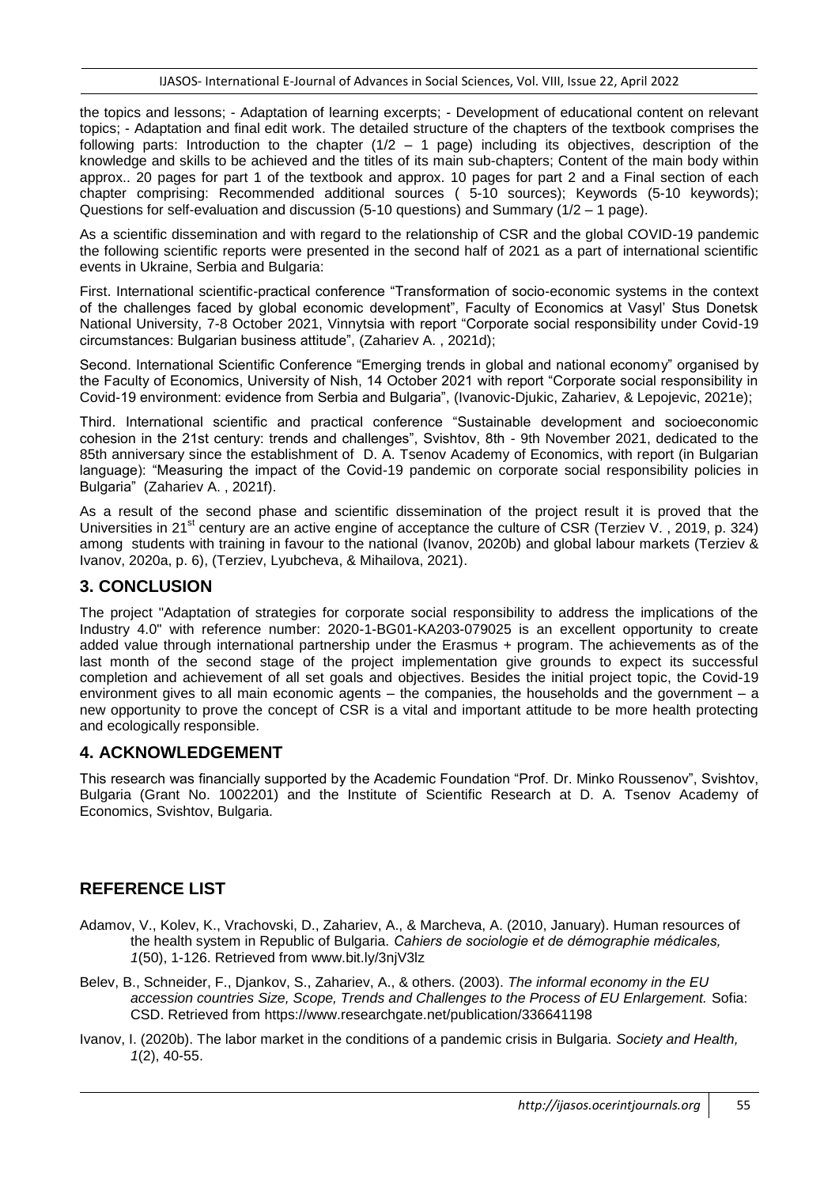the topics and lessons; - Adaptation of learning excerpts; - Development of educational content on relevant topics; - Adaptation and final edit work. The detailed structure of the chapters of the textbook comprises the following parts: Introduction to the chapter (1/2 – 1 page) including its objectives, description of the knowledge and skills to be achieved and the titles of its main sub-chapters; Content of the main body within approx.. 20 pages for part 1 of the textbook and approx. 10 pages for part 2 and a Final section of each chapter comprising: Recommended additional sources ( 5-10 sources); Keywords (5-10 keywords); Questions for self-evaluation and discussion (5-10 questions) and Summary (1/2 – 1 page).

As a scientific dissemination and with regard to the relationship of CSR and the global COVID-19 pandemic the following scientific reports were presented in the second half of 2021 as a part of international scientific events in Ukraine, Serbia and Bulgaria:

First. International scientific-practical conference "Transformation of socio-economic systems in the context of the challenges faced by global economic development", Faculty of Economics at Vasyl' Stus Donetsk National University, 7-8 October 2021, Vinnytsia with report "Corporate social responsibility under Covid-19 circumstances: Bulgarian business attitude", (Zahariev A. , 2021d);

Second. International Scientific Conference "Emerging trends in global and national economy" organised by the Faculty of Economics, University of Nish, 14 October 2021 with report "Corporate social responsibility in Covid-19 environment: evidence from Serbia and Bulgaria", (Ivanovic-Djukic, Zahariev, & Lepojevic, 2021e);

Third. International scientific and practical conference "Sustainable development and socioeconomic cohesion in the 21st century: trends and challenges", Svishtov, 8th - 9th November 2021, dedicated to the 85th anniversary since the establishment of D. A. Tsenov Academy of Economics, with report (in Bulgarian language): "Measuring the impact of the Covid-19 pandemic on corporate social responsibility policies in Bulgaria" (Zahariev A. , 2021f).

As a result of the second phase and scientific dissemination of the project result it is proved that the Universities in 21st century are an active engine of acceptance the culture of CSR (Terziev V. , 2019, p. 324) among students with training in favour to the national (Ivanov, 2020b) and global labour markets (Terziev & Ivanov, 2020a, p. 6), (Terziev, Lyubcheva, & Mihailova, 2021).

## 3. CONCLUSION

The project "Adaptation of strategies for corporate social responsibility to address the implications of the Industry 4.0" with reference number: 2020-1-BG01-KA203-079025 is an excellent opportunity to create added value through international partnership under the Erasmus + program. The achievements as of the last month of the second stage of the project implementation give grounds to expect its successful completion and achievement of all set goals and objectives. Besides the initial project topic, the Covid-19 environment gives to all main economic agents – the companies, the households and the government – a new opportunity to prove the concept of CSR is a vital and important attitude to be more health protecting and ecologically responsible.

## 4. ACKNOWLEDGEMENT

This research was financially supported by the Academic Foundation "Prof. Dr. Minko Roussenov", Svishtov, Bulgaria (Grant No. 1002201) and the Institute of Scientific Research at D. A. Tsenov Academy of Economics, Svishtov, Bulgaria.

## REFERENCE LIST

Adamov, V., Kolev, K., Vrachovski, D., Zahariev, A., & Marcheva, A. (2010, January). Human resources of the health system in Republic of Bulgaria. *Cahiers de sociologie et de démographie médicales, 1*(50), 1-126. Retrieved from www.bit.ly/3njV3lz

Belev, B., Schneider, F., Djankov, S., Zahariev, A., & others. (2003). *The informal economy in the EU accession countries Size, Scope, Trends and Challenges to the Process of EU Enlargement.* Sofia: CSD. Retrieved from https://www.researchgate.net/publication/336641198

Ivanov, I. (2020b). The labor market in the conditions of a pandemic crisis in Bulgaria. *Society and Health, 1*(2), 40-55.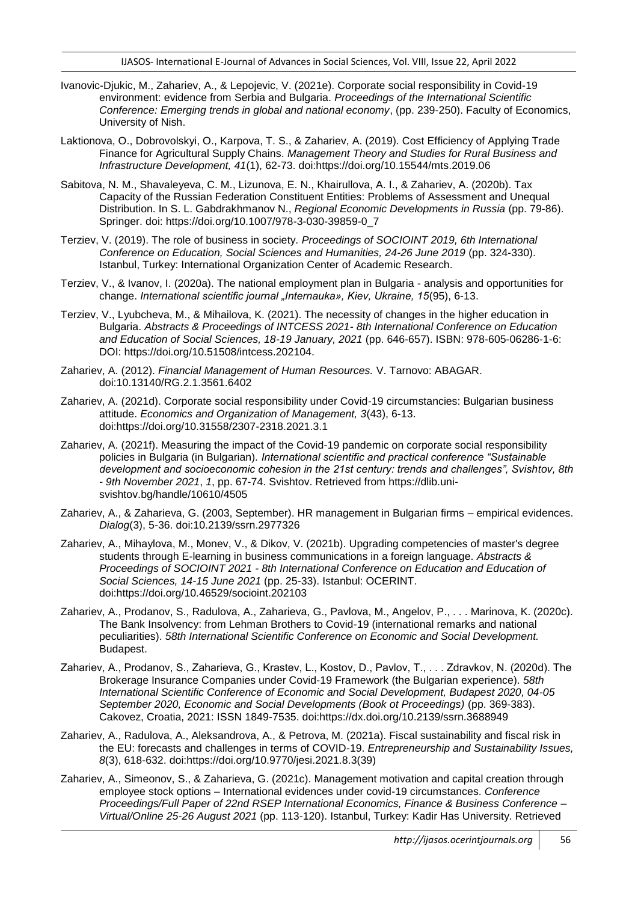Ivanovic-Djukic, M., Zahariev, A., & Lepojevic, V. (2021e). Corporate social responsibility in Covid-19 environment: evidence from Serbia and Bulgaria. *Proceedings of the International Scientific Conference: Emerging trends in global and national economy*, (pp. 239-250). Faculty of Economics, University of Nish.

Laktionova, O., Dobrovolskyi, O., Karpova, T. S., & Zahariev, A. (2019). Cost Efficiency of Applying Trade Finance for Agricultural Supply Chains. *Management Theory and Studies for Rural Business and Infrastructure Development, 41*(1), 62-73. doi:https://doi.org/10.15544/mts.2019.06

Sabitova, N. M., Shavaleyeva, C. M., Lizunova, E. N., Khairullova, A. I., & Zahariev, A. (2020b). Tax Capacity of the Russian Federation Constituent Entities: Problems of Assessment and Unequal Distribution. In S. L. Gabdrakhmanov N., *Regional Economic Developments in Russia* (pp. 79-86). Springer. doi: https://doi.org/10.1007/978-3-030-39859-0_7

Terziev, V. (2019). The role of business in society. *Proceedings of SOCIOINT 2019, 6th International Conference on Education, Social Sciences and Humanities, 24-26 June 2019* (pp. 324-330). Istanbul, Turkey: International Organization Center of Academic Research.

Terziev, V., & Ivanov, I. (2020a). The national employment plan in Bulgaria - analysis and opportunities for change. *International scientific journal „Internauka», Kiev, Ukraine, 15*(95), 6-13.

Terziev, V., Lyubcheva, M., & Mihailova, K. (2021). The necessity of changes in the higher education in Bulgaria. *Abstracts & Proceedings of INTCESS 2021- 8th International Conference on Education and Education of Social Sciences, 18-19 January, 2021* (pp. 646-657). ISBN: 978-605-06286-1-6: DOI: https://doi.org/10.51508/intcess.202104.

Zahariev, A. (2012). *Financial Management of Human Resources.* V. Tarnovo: ABAGAR. doi:10.13140/RG.2.1.3561.6402

Zahariev, A. (2021d). Corporate social responsibility under Covid-19 circumstancies: Bulgarian business attitude. *Economics and Organization of Management, 3*(43), 6-13. doi:https://doi.org/10.31558/2307-2318.2021.3.1

Zahariev, A. (2021f). Measuring the impact of the Covid-19 pandemic on corporate social responsibility policies in Bulgaria (in Bulgarian). *International scientific and practical conference "Sustainable development and socioeconomic cohesion in the 21st century: trends and challenges", Svishtov, 8th - 9th November 2021*, *1*, pp. 67-74. Svishtov. Retrieved from https://dlib.uni-svishtov.bg/handle/10610/4505

Zahariev, A., & Zaharieva, G. (2003, September). HR management in Bulgarian firms – empirical evidences. *Dialog*(3), 5-36. doi:10.2139/ssrn.2977326

Zahariev, A., Mihaylova, M., Monev, V., & Dikov, V. (2021b). Upgrading competencies of master's degree students through E-learning in business communications in a foreign language. *Abstracts & Proceedings of SOCIOINT 2021 - 8th International Conference on Education and Education of Social Sciences, 14-15 June 2021* (pp. 25-33). Istanbul: OCERINT. doi:https://doi.org/10.46529/socioint.202103

Zahariev, A., Prodanov, S., Radulova, A., Zaharieva, G., Pavlova, M., Angelov, P., . . . Marinova, K. (2020c). The Bank Insolvency: from Lehman Brothers to Covid-19 (international remarks and national peculiarities). *58th International Scientific Conference on Economic and Social Development.* Budapest.

Zahariev, A., Prodanov, S., Zaharieva, G., Krastev, L., Kostov, D., Pavlov, T., . . . Zdravkov, N. (2020d). The Brokerage Insurance Companies under Covid-19 Framework (the Bulgarian experience). *58th International Scientific Conference of Economic and Social Development, Budapest 2020, 04-05 September 2020, Economic and Social Developments (Book of Proceedings)* (pp. 369-383). Cakovez, Croatia, 2021: ISSN 1849-7535. doi:https://dx.doi.org/10.2139/ssrn.3688949

Zahariev, A., Radulova, A., Aleksandrova, A., & Petrova, M. (2021a). Fiscal sustainability and fiscal risk in the EU: forecasts and challenges in terms of COVID-19. *Entrepreneurship and Sustainability Issues, 8*(3), 618-632. doi:https://doi.org/10.9770/jesi.2021.8.3(39)

Zahariev, A., Simeonov, S., & Zaharieva, G. (2021c). Management motivation and capital creation through employee stock options – International evidences under covid-19 circumstances. *Conference Proceedings/Full Paper of 22nd RSEP International Economics, Finance & Business Conference – Virtual/Online 25-26 August 2021* (pp. 113-120). Istanbul, Turkey: Kadir Has University. Retrieved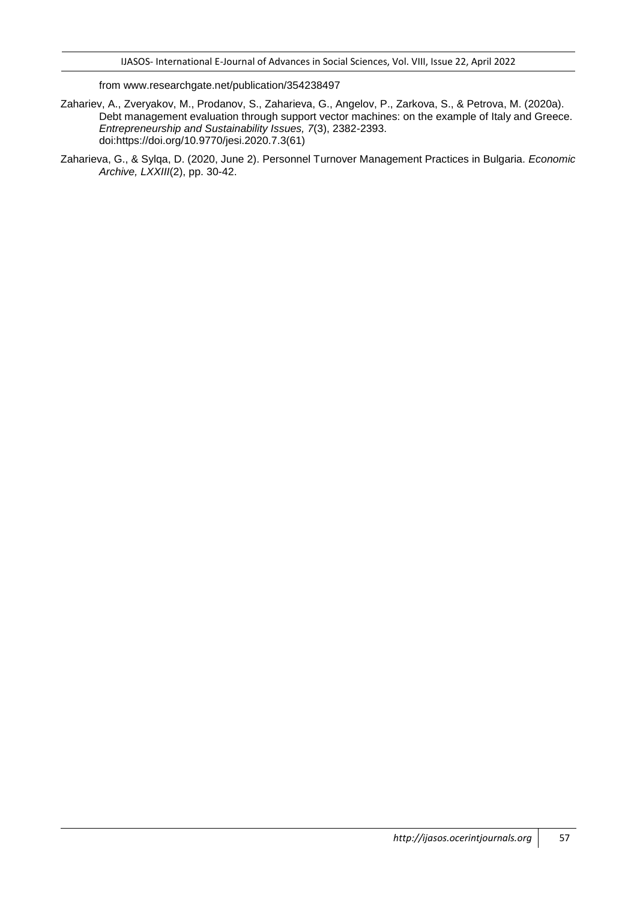from www.researchgate.net/publication/354238497

Zahariev, A., Zveryakov, M., Prodanov, S., Zaharieva, G., Angelov, P., Zarkova, S., & Petrova, M. (2020a). Debt management evaluation through support vector machines: on the example of Italy and Greece. *Entrepreneurship and Sustainability Issues, 7*(3), 2382-2393. doi:https://doi.org/10.9770/jesi.2020.7.3(61)

Zaharieva, G., & Sylqa, D. (2020, June 2). Personnel Turnover Management Practices in Bulgaria. *Economic Archive, LXXIII*(2), pp. 30-42.